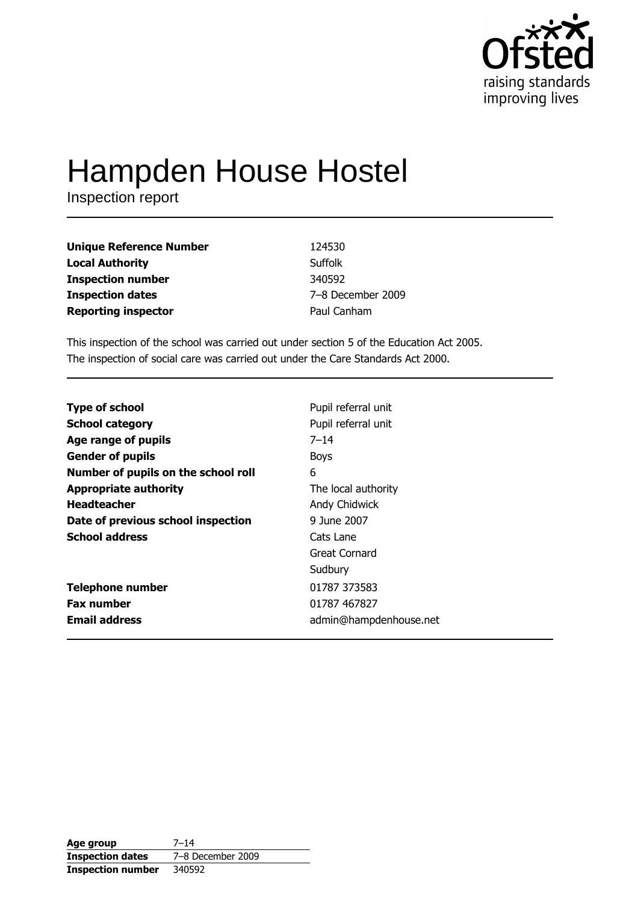Ofsted
raising standards
improving lives

# Hampden House Hostel

Inspection report

| | |
|---|---|
| **Unique Reference Number** | 124530 |
| **Local Authority** | Suffolk |
| **Inspection number** | 340592 |
| **Inspection dates** | 7–8 December 2009 |
| **Reporting inspector** | Paul Canham |

This inspection of the school was carried out under section 5 of the Education Act 2005.
The inspection of social care was carried out under the Care Standards Act 2000.

| | |
|---|---|
| **Type of school** | Pupil referral unit |
| **School category** | Pupil referral unit |
| **Age range of pupils** | 7–14 |
| **Gender of pupils** | Boys |
| **Number of pupils on the school roll** | 6 |
| **Appropriate authority** | The local authority |
| **Headteacher** | Andy Chidwick |
| **Date of previous school inspection** | 9 June 2007 |
| **School address** | Cats Lane<br>Great Cornard<br>Sudbury |
| **Telephone number** | 01787 373583 |
| **Fax number** | 01787 467827 |
| **Email address** | admin@hampdenhouse.net |

| | |
|---|---|
| **Age group** | 7–14 |
| **Inspection dates** | 7–8 December 2009 |
| **Inspection number** | 340592 |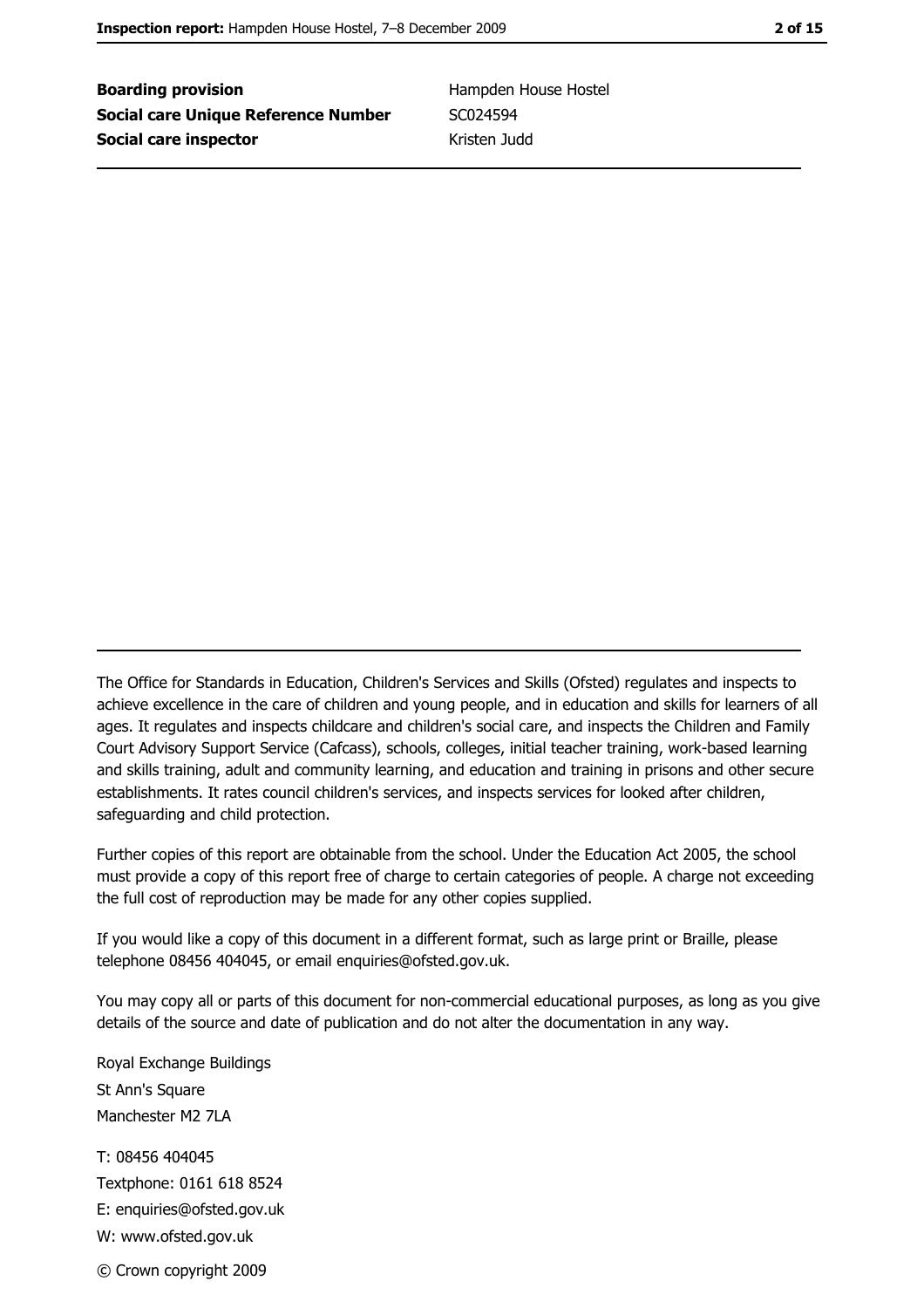| | |
|---|---|
| **Boarding provision** | Hampden House Hostel |
| **Social care Unique Reference Number** | SC024594 |
| **Social care inspector** | Kristen Judd |

The Office for Standards in Education, Children's Services and Skills (Ofsted) regulates and inspects to achieve excellence in the care of children and young people, and in education and skills for learners of all ages. It regulates and inspects childcare and children's social care, and inspects the Children and Family Court Advisory Support Service (Cafcass), schools, colleges, initial teacher training, work-based learning and skills training, adult and community learning, and education and training in prisons and other secure establishments. It rates council children's services, and inspects services for looked after children, safeguarding and child protection.

Further copies of this report are obtainable from the school. Under the Education Act 2005, the school must provide a copy of this report free of charge to certain categories of people. A charge not exceeding the full cost of reproduction may be made for any other copies supplied.

If you would like a copy of this document in a different format, such as large print or Braille, please telephone 08456 404045, or email enquiries@ofsted.gov.uk.

You may copy all or parts of this document for non-commercial educational purposes, as long as you give details of the source and date of publication and do not alter the documentation in any way.

Royal Exchange Buildings
St Ann's Square
Manchester M2 7LA

T: 08456 404045
Textphone: 0161 618 8524
E: enquiries@ofsted.gov.uk
W: www.ofsted.gov.uk

© Crown copyright 2009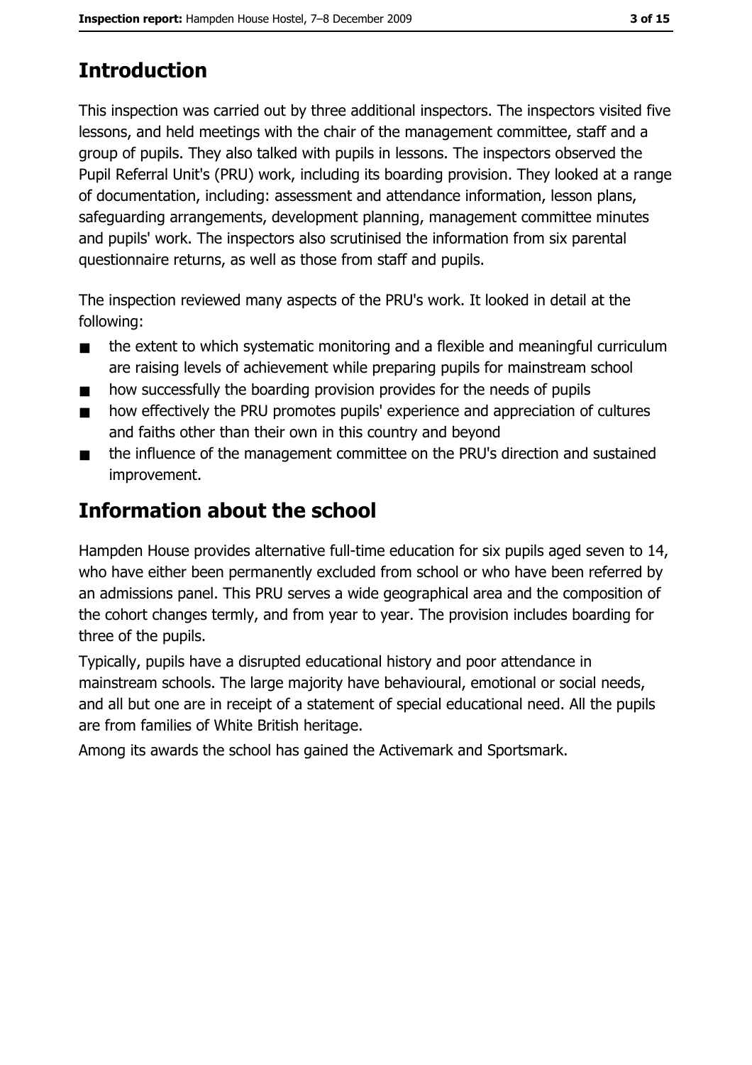## Introduction

This inspection was carried out by three additional inspectors. The inspectors visited five lessons, and held meetings with the chair of the management committee, staff and a group of pupils. They also talked with pupils in lessons. The inspectors observed the Pupil Referral Unit's (PRU) work, including its boarding provision. They looked at a range of documentation, including: assessment and attendance information, lesson plans, safeguarding arrangements, development planning, management committee minutes and pupils' work. The inspectors also scrutinised the information from six parental questionnaire returns, as well as those from staff and pupils.

The inspection reviewed many aspects of the PRU's work. It looked in detail at the following:

- the extent to which systematic monitoring and a flexible and meaningful curriculum are raising levels of achievement while preparing pupils for mainstream school
- how successfully the boarding provision provides for the needs of pupils
- how effectively the PRU promotes pupils' experience and appreciation of cultures and faiths other than their own in this country and beyond
- the influence of the management committee on the PRU's direction and sustained improvement.

## Information about the school

Hampden House provides alternative full-time education for six pupils aged seven to 14, who have either been permanently excluded from school or who have been referred by an admissions panel. This PRU serves a wide geographical area and the composition of the cohort changes termly, and from year to year. The provision includes boarding for three of the pupils.

Typically, pupils have a disrupted educational history and poor attendance in mainstream schools. The large majority have behavioural, emotional or social needs, and all but one are in receipt of a statement of special educational need. All the pupils are from families of White British heritage.

Among its awards the school has gained the Activemark and Sportsmark.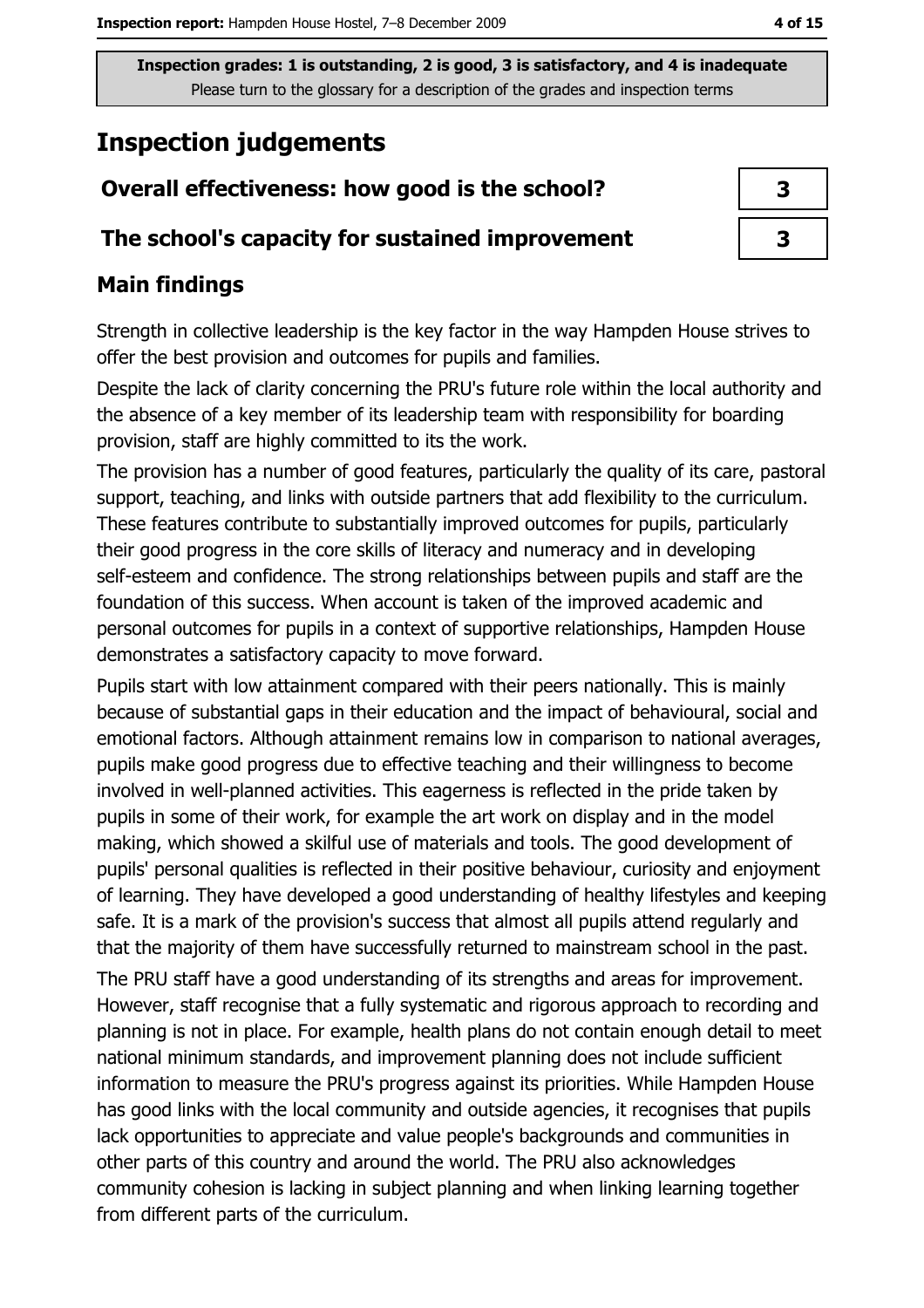Inspection grades: 1 is outstanding, 2 is good, 3 is satisfactory, and 4 is inadequate
Please turn to the glossary for a description of the grades and inspection terms

# Inspection judgements

| Overall effectiveness: how good is the school? | 3 |
|---|---|
| The school's capacity for sustained improvement | 3 |

## Main findings

Strength in collective leadership is the key factor in the way Hampden House strives to offer the best provision and outcomes for pupils and families.

Despite the lack of clarity concerning the PRU's future role within the local authority and the absence of a key member of its leadership team with responsibility for boarding provision, staff are highly committed to its the work.

The provision has a number of good features, particularly the quality of its care, pastoral support, teaching, and links with outside partners that add flexibility to the curriculum. These features contribute to substantially improved outcomes for pupils, particularly their good progress in the core skills of literacy and numeracy and in developing self-esteem and confidence. The strong relationships between pupils and staff are the foundation of this success. When account is taken of the improved academic and personal outcomes for pupils in a context of supportive relationships, Hampden House demonstrates a satisfactory capacity to move forward.

Pupils start with low attainment compared with their peers nationally. This is mainly because of substantial gaps in their education and the impact of behavioural, social and emotional factors. Although attainment remains low in comparison to national averages, pupils make good progress due to effective teaching and their willingness to become involved in well-planned activities. This eagerness is reflected in the pride taken by pupils in some of their work, for example the art work on display and in the model making, which showed a skilful use of materials and tools. The good development of pupils' personal qualities is reflected in their positive behaviour, curiosity and enjoyment of learning. They have developed a good understanding of healthy lifestyles and keeping safe. It is a mark of the provision's success that almost all pupils attend regularly and that the majority of them have successfully returned to mainstream school in the past.

The PRU staff have a good understanding of its strengths and areas for improvement. However, staff recognise that a fully systematic and rigorous approach to recording and planning is not in place. For example, health plans do not contain enough detail to meet national minimum standards, and improvement planning does not include sufficient information to measure the PRU's progress against its priorities. While Hampden House has good links with the local community and outside agencies, it recognises that pupils lack opportunities to appreciate and value people's backgrounds and communities in other parts of this country and around the world. The PRU also acknowledges community cohesion is lacking in subject planning and when linking learning together from different parts of the curriculum.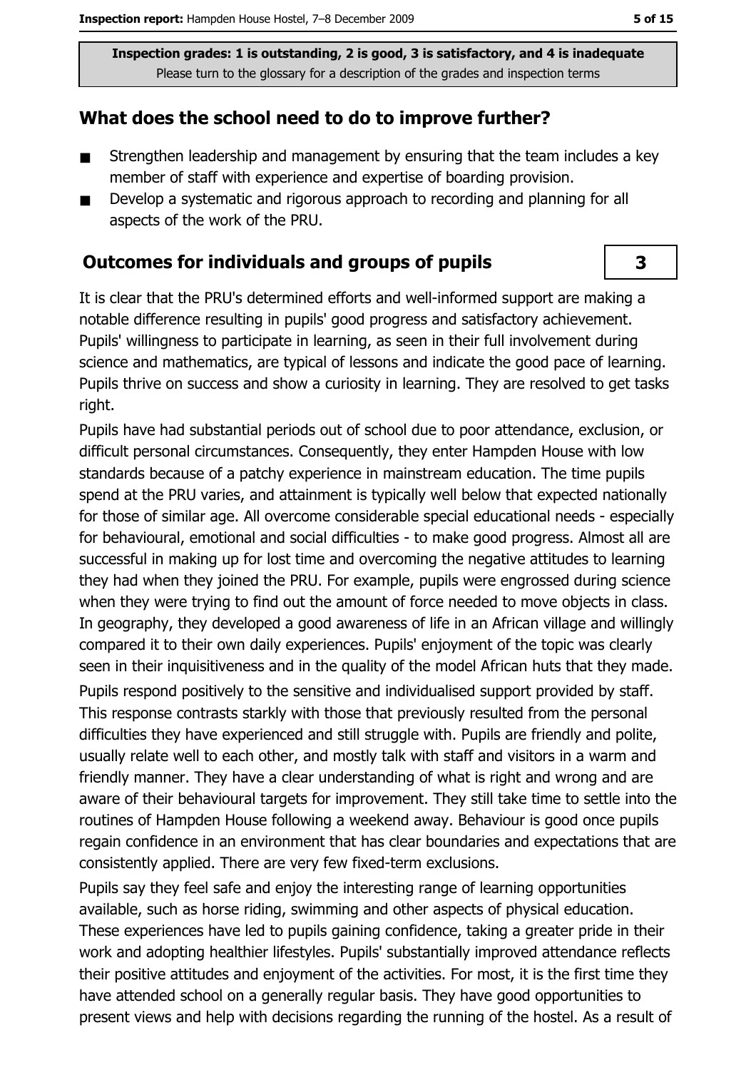Inspection grades: 1 is outstanding, 2 is good, 3 is satisfactory, and 4 is inadequate
Please turn to the glossary for a description of the grades and inspection terms

## What does the school need to do to improve further?

- Strengthen leadership and management by ensuring that the team includes a key member of staff with experience and expertise of boarding provision.
- Develop a systematic and rigorous approach to recording and planning for all aspects of the work of the PRU.

## Outcomes for individuals and groups of pupils

**3**

It is clear that the PRU's determined efforts and well-informed support are making a notable difference resulting in pupils' good progress and satisfactory achievement. Pupils' willingness to participate in learning, as seen in their full involvement during science and mathematics, are typical of lessons and indicate the good pace of learning. Pupils thrive on success and show a curiosity in learning. They are resolved to get tasks right.

Pupils have had substantial periods out of school due to poor attendance, exclusion, or difficult personal circumstances. Consequently, they enter Hampden House with low standards because of a patchy experience in mainstream education. The time pupils spend at the PRU varies, and attainment is typically well below that expected nationally for those of similar age. All overcome considerable special educational needs - especially for behavioural, emotional and social difficulties - to make good progress. Almost all are successful in making up for lost time and overcoming the negative attitudes to learning they had when they joined the PRU. For example, pupils were engrossed during science when they were trying to find out the amount of force needed to move objects in class. In geography, they developed a good awareness of life in an African village and willingly compared it to their own daily experiences. Pupils' enjoyment of the topic was clearly seen in their inquisitiveness and in the quality of the model African huts that they made.

Pupils respond positively to the sensitive and individualised support provided by staff. This response contrasts starkly with those that previously resulted from the personal difficulties they have experienced and still struggle with. Pupils are friendly and polite, usually relate well to each other, and mostly talk with staff and visitors in a warm and friendly manner. They have a clear understanding of what is right and wrong and are aware of their behavioural targets for improvement. They still take time to settle into the routines of Hampden House following a weekend away. Behaviour is good once pupils regain confidence in an environment that has clear boundaries and expectations that are consistently applied. There are very few fixed-term exclusions.

Pupils say they feel safe and enjoy the interesting range of learning opportunities available, such as horse riding, swimming and other aspects of physical education. These experiences have led to pupils gaining confidence, taking a greater pride in their work and adopting healthier lifestyles. Pupils' substantially improved attendance reflects their positive attitudes and enjoyment of the activities. For most, it is the first time they have attended school on a generally regular basis. They have good opportunities to present views and help with decisions regarding the running of the hostel. As a result of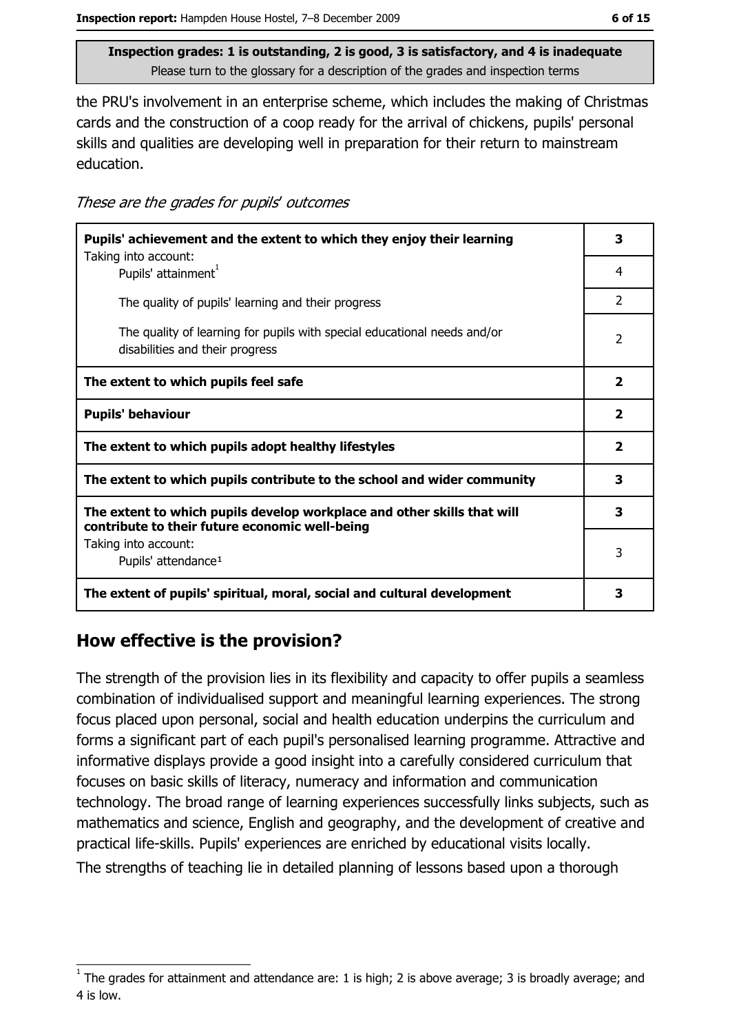Inspection grades: 1 is outstanding, 2 is good, 3 is satisfactory, and 4 is inadequate
Please turn to the glossary for a description of the grades and inspection terms

the PRU's involvement in an enterprise scheme, which includes the making of Christmas cards and the construction of a coop ready for the arrival of chickens, pupils' personal skills and qualities are developing well in preparation for their return to mainstream education.

*These are the grades for pupils' outcomes*

| | |
|---|---|
| **Pupils' achievement and the extent to which they enjoy their learning** | **3** |
| Taking into account: Pupils' attainment[1] | 4 |
| The quality of pupils' learning and their progress | 2 |
| The quality of learning for pupils with special educational needs and/or disabilities and their progress | 2 |
| **The extent to which pupils feel safe** | **2** |
| **Pupils' behaviour** | **2** |
| **The extent to which pupils adopt healthy lifestyles** | **2** |
| **The extent to which pupils contribute to the school and wider community** | **3** |
| **The extent to which pupils develop workplace and other skills that will contribute to their future economic well-being** | **3** |
| Taking into account: Pupils' attendance[1] | 3 |
| **The extent of pupils' spiritual, moral, social and cultural development** | **3** |

## How effective is the provision?

The strength of the provision lies in its flexibility and capacity to offer pupils a seamless combination of individualised support and meaningful learning experiences. The strong focus placed upon personal, social and health education underpins the curriculum and forms a significant part of each pupil's personalised learning programme. Attractive and informative displays provide a good insight into a carefully considered curriculum that focuses on basic skills of literacy, numeracy and information and communication technology. The broad range of learning experiences successfully links subjects, such as mathematics and science, English and geography, and the development of creative and practical life-skills. Pupils' experiences are enriched by educational visits locally.

The strengths of teaching lie in detailed planning of lessons based upon a thorough

[1] The grades for attainment and attendance are: 1 is high; 2 is above average; 3 is broadly average; and 4 is low.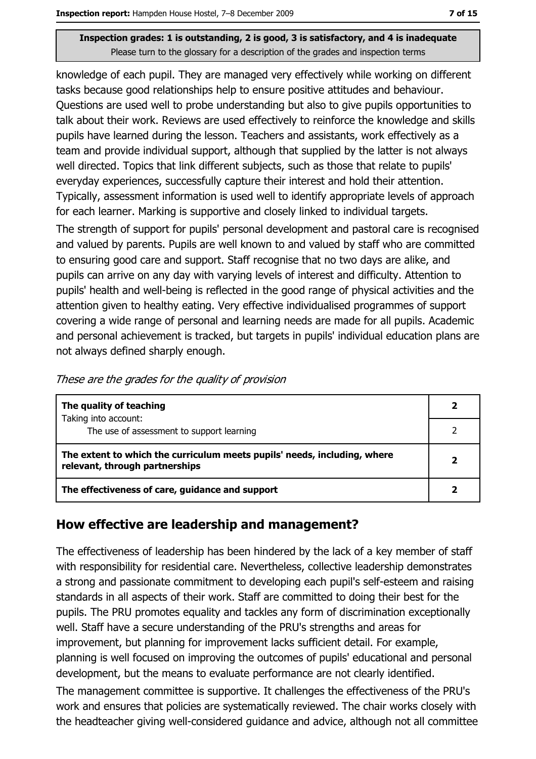Inspection grades: 1 is outstanding, 2 is good, 3 is satisfactory, and 4 is inadequate
Please turn to the glossary for a description of the grades and inspection terms

knowledge of each pupil. They are managed very effectively while working on different tasks because good relationships help to ensure positive attitudes and behaviour. Questions are used well to probe understanding but also to give pupils opportunities to talk about their work. Reviews are used effectively to reinforce the knowledge and skills pupils have learned during the lesson. Teachers and assistants, work effectively as a team and provide individual support, although that supplied by the latter is not always well directed. Topics that link different subjects, such as those that relate to pupils' everyday experiences, successfully capture their interest and hold their attention. Typically, assessment information is used well to identify appropriate levels of approach for each learner. Marking is supportive and closely linked to individual targets.

The strength of support for pupils' personal development and pastoral care is recognised and valued by parents. Pupils are well known to and valued by staff who are committed to ensuring good care and support. Staff recognise that no two days are alike, and pupils can arrive on any day with varying levels of interest and difficulty. Attention to pupils' health and well-being is reflected in the good range of physical activities and the attention given to healthy eating. Very effective individualised programmes of support covering a wide range of personal and learning needs are made for all pupils. Academic and personal achievement is tracked, but targets in pupils' individual education plans are not always defined sharply enough.

*These are the grades for the quality of provision*

| | |
|---|---|
| **The quality of teaching** Taking into account: | **2** |
| The use of assessment to support learning | 2 |
| **The extent to which the curriculum meets pupils' needs, including, where relevant, through partnerships** | **2** |
| **The effectiveness of care, guidance and support** | **2** |

## How effective are leadership and management?

The effectiveness of leadership has been hindered by the lack of a key member of staff with responsibility for residential care. Nevertheless, collective leadership demonstrates a strong and passionate commitment to developing each pupil's self-esteem and raising standards in all aspects of their work. Staff are committed to doing their best for the pupils. The PRU promotes equality and tackles any form of discrimination exceptionally well. Staff have a secure understanding of the PRU's strengths and areas for improvement, but planning for improvement lacks sufficient detail. For example, planning is well focused on improving the outcomes of pupils' educational and personal development, but the means to evaluate performance are not clearly identified.

The management committee is supportive. It challenges the effectiveness of the PRU's work and ensures that policies are systematically reviewed. The chair works closely with the headteacher giving well-considered guidance and advice, although not all committee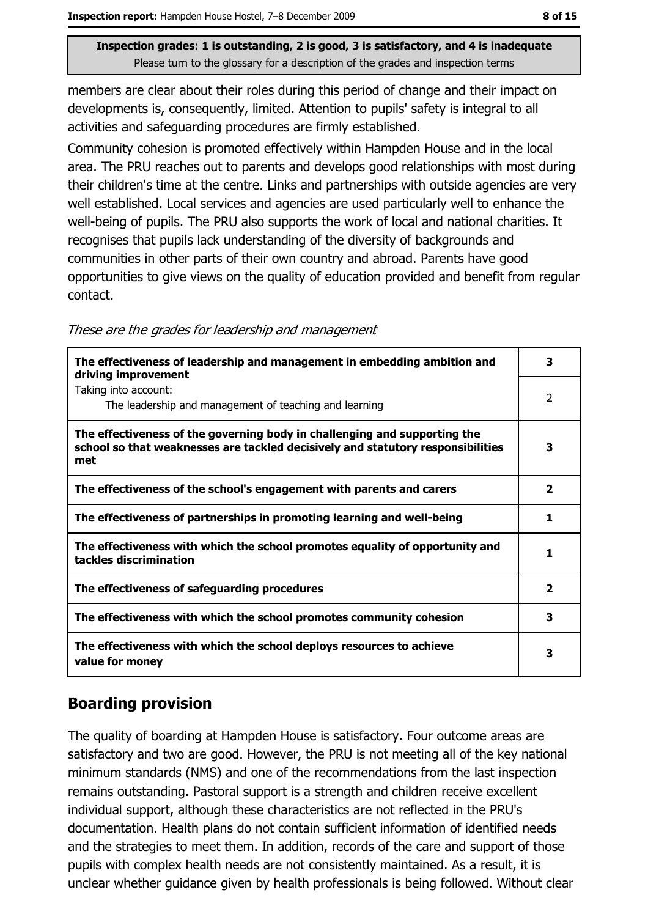Inspection grades: 1 is outstanding, 2 is good, 3 is satisfactory, and 4 is inadequate
Please turn to the glossary for a description of the grades and inspection terms

members are clear about their roles during this period of change and their impact on developments is, consequently, limited. Attention to pupils' safety is integral to all activities and safeguarding procedures are firmly established.

Community cohesion is promoted effectively within Hampden House and in the local area. The PRU reaches out to parents and develops good relationships with most during their children's time at the centre. Links and partnerships with outside agencies are very well established. Local services and agencies are used particularly well to enhance the well-being of pupils. The PRU also supports the work of local and national charities. It recognises that pupils lack understanding of the diversity of backgrounds and communities in other parts of their own country and abroad. Parents have good opportunities to give views on the quality of education provided and benefit from regular contact.

*These are the grades for leadership and management*

| | |
|---|---|
| **The effectiveness of leadership and management in embedding ambition and driving improvement** | **3** |
| Taking into account: The leadership and management of teaching and learning | 2 |
| **The effectiveness of the governing body in challenging and supporting the school so that weaknesses are tackled decisively and statutory responsibilities met** | **3** |
| **The effectiveness of the school's engagement with parents and carers** | **2** |
| **The effectiveness of partnerships in promoting learning and well-being** | **1** |
| **The effectiveness with which the school promotes equality of opportunity and tackles discrimination** | **1** |
| **The effectiveness of safeguarding procedures** | **2** |
| **The effectiveness with which the school promotes community cohesion** | **3** |
| **The effectiveness with which the school deploys resources to achieve value for money** | **3** |

## Boarding provision

The quality of boarding at Hampden House is satisfactory. Four outcome areas are satisfactory and two are good. However, the PRU is not meeting all of the key national minimum standards (NMS) and one of the recommendations from the last inspection remains outstanding. Pastoral support is a strength and children receive excellent individual support, although these characteristics are not reflected in the PRU's documentation. Health plans do not contain sufficient information of identified needs and the strategies to meet them. In addition, records of the care and support of those pupils with complex health needs are not consistently maintained. As a result, it is unclear whether guidance given by health professionals is being followed. Without clear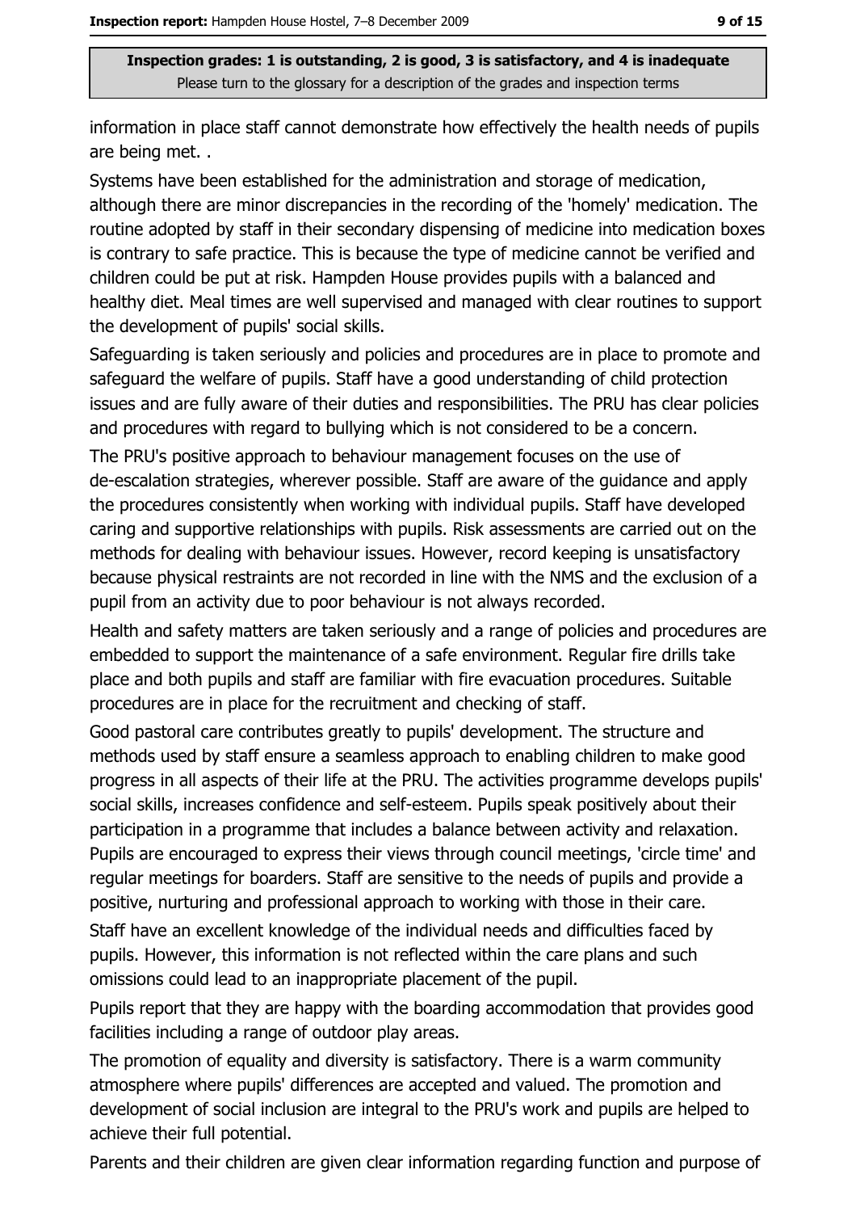information in place staff cannot demonstrate how effectively the health needs of pupils are being met. .

Systems have been established for the administration and storage of medication, although there are minor discrepancies in the recording of the 'homely' medication. The routine adopted by staff in their secondary dispensing of medicine into medication boxes is contrary to safe practice. This is because the type of medicine cannot be verified and children could be put at risk. Hampden House provides pupils with a balanced and healthy diet. Meal times are well supervised and managed with clear routines to support the development of pupils' social skills.

Safeguarding is taken seriously and policies and procedures are in place to promote and safeguard the welfare of pupils. Staff have a good understanding of child protection issues and are fully aware of their duties and responsibilities. The PRU has clear policies and procedures with regard to bullying which is not considered to be a concern.

The PRU's positive approach to behaviour management focuses on the use of de-escalation strategies, wherever possible. Staff are aware of the guidance and apply the procedures consistently when working with individual pupils. Staff have developed caring and supportive relationships with pupils. Risk assessments are carried out on the methods for dealing with behaviour issues. However, record keeping is unsatisfactory because physical restraints are not recorded in line with the NMS and the exclusion of a pupil from an activity due to poor behaviour is not always recorded.

Health and safety matters are taken seriously and a range of policies and procedures are embedded to support the maintenance of a safe environment. Regular fire drills take place and both pupils and staff are familiar with fire evacuation procedures. Suitable procedures are in place for the recruitment and checking of staff.

Good pastoral care contributes greatly to pupils' development. The structure and methods used by staff ensure a seamless approach to enabling children to make good progress in all aspects of their life at the PRU. The activities programme develops pupils' social skills, increases confidence and self-esteem. Pupils speak positively about their participation in a programme that includes a balance between activity and relaxation. Pupils are encouraged to express their views through council meetings, 'circle time' and regular meetings for boarders. Staff are sensitive to the needs of pupils and provide a positive, nurturing and professional approach to working with those in their care.

Staff have an excellent knowledge of the individual needs and difficulties faced by pupils. However, this information is not reflected within the care plans and such omissions could lead to an inappropriate placement of the pupil.

Pupils report that they are happy with the boarding accommodation that provides good facilities including a range of outdoor play areas.

The promotion of equality and diversity is satisfactory. There is a warm community atmosphere where pupils' differences are accepted and valued. The promotion and development of social inclusion are integral to the PRU's work and pupils are helped to achieve their full potential.

Parents and their children are given clear information regarding function and purpose of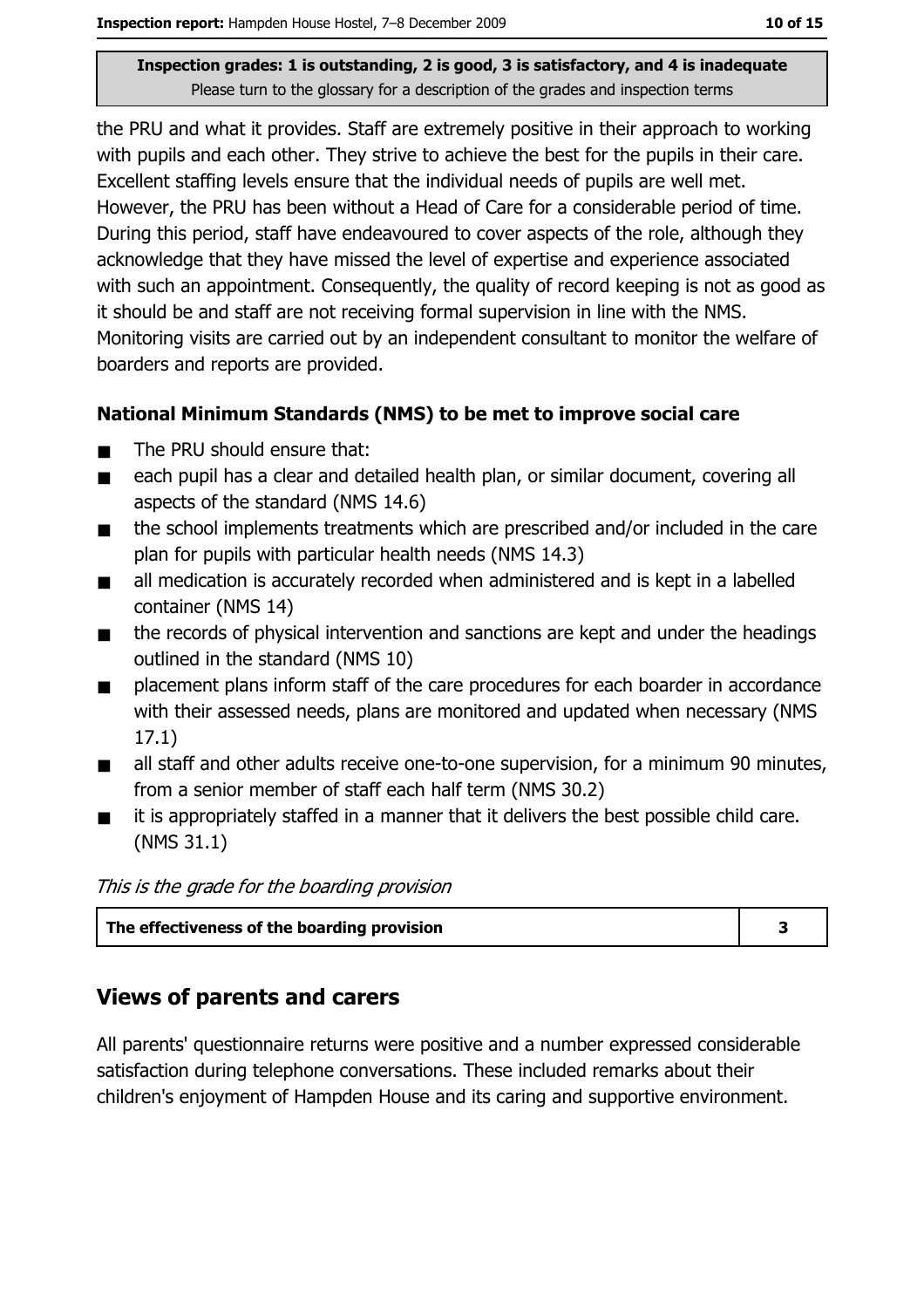**Inspection grades: 1 is outstanding, 2 is good, 3 is satisfactory, and 4 is inadequate**
Please turn to the glossary for a description of the grades and inspection terms

the PRU and what it provides. Staff are extremely positive in their approach to working with pupils and each other. They strive to achieve the best for the pupils in their care. Excellent staffing levels ensure that the individual needs of pupils are well met. However, the PRU has been without a Head of Care for a considerable period of time. During this period, staff have endeavoured to cover aspects of the role, although they acknowledge that they have missed the level of expertise and experience associated with such an appointment. Consequently, the quality of record keeping is not as good as it should be and staff are not receiving formal supervision in line with the NMS. Monitoring visits are carried out by an independent consultant to monitor the welfare of boarders and reports are provided.

### National Minimum Standards (NMS) to be met to improve social care

- The PRU should ensure that:
- each pupil has a clear and detailed health plan, or similar document, covering all aspects of the standard (NMS 14.6)
- the school implements treatments which are prescribed and/or included in the care plan for pupils with particular health needs (NMS 14.3)
- all medication is accurately recorded when administered and is kept in a labelled container (NMS 14)
- the records of physical intervention and sanctions are kept and under the headings outlined in the standard (NMS 10)
- placement plans inform staff of the care procedures for each boarder in accordance with their assessed needs, plans are monitored and updated when necessary (NMS 17.1)
- all staff and other adults receive one-to-one supervision, for a minimum 90 minutes, from a senior member of staff each half term (NMS 30.2)
- it is appropriately staffed in a manner that it delivers the best possible child care. (NMS 31.1)

*This is the grade for the boarding provision*

| The effectiveness of the boarding provision | 3 |
|---|---|

## Views of parents and carers

All parents' questionnaire returns were positive and a number expressed considerable satisfaction during telephone conversations. These included remarks about their children's enjoyment of Hampden House and its caring and supportive environment.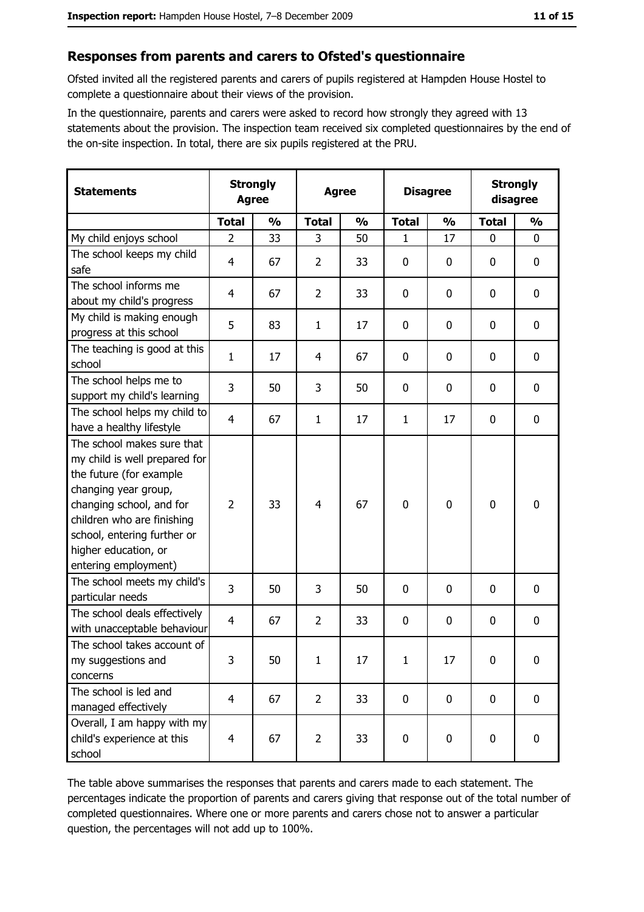## Responses from parents and carers to Ofsted's questionnaire

Ofsted invited all the registered parents and carers of pupils registered at Hampden House Hostel to complete a questionnaire about their views of the provision.

In the questionnaire, parents and carers were asked to record how strongly they agreed with 13 statements about the provision. The inspection team received six completed questionnaires by the end of the on-site inspection. In total, there are six pupils registered at the PRU.

| Statements | Strongly Agree | | Agree | | Disagree | | Strongly disagree | |
|---|---|---|---|---|---|---|---|---|
| | Total | % | Total | % | Total | % | Total | % |
| My child enjoys school | 2 | 33 | 3 | 50 | 1 | 17 | 0 | 0 |
| The school keeps my child safe | 4 | 67 | 2 | 33 | 0 | 0 | 0 | 0 |
| The school informs me about my child's progress | 4 | 67 | 2 | 33 | 0 | 0 | 0 | 0 |
| My child is making enough progress at this school | 5 | 83 | 1 | 17 | 0 | 0 | 0 | 0 |
| The teaching is good at this school | 1 | 17 | 4 | 67 | 0 | 0 | 0 | 0 |
| The school helps me to support my child's learning | 3 | 50 | 3 | 50 | 0 | 0 | 0 | 0 |
| The school helps my child to have a healthy lifestyle | 4 | 67 | 1 | 17 | 1 | 17 | 0 | 0 |
| The school makes sure that my child is well prepared for the future (for example changing year group, changing school, and for children who are finishing school, entering further or higher education, or entering employment) | 2 | 33 | 4 | 67 | 0 | 0 | 0 | 0 |
| The school meets my child's particular needs | 3 | 50 | 3 | 50 | 0 | 0 | 0 | 0 |
| The school deals effectively with unacceptable behaviour | 4 | 67 | 2 | 33 | 0 | 0 | 0 | 0 |
| The school takes account of my suggestions and concerns | 3 | 50 | 1 | 17 | 1 | 17 | 0 | 0 |
| The school is led and managed effectively | 4 | 67 | 2 | 33 | 0 | 0 | 0 | 0 |
| Overall, I am happy with my child's experience at this school | 4 | 67 | 2 | 33 | 0 | 0 | 0 | 0 |

The table above summarises the responses that parents and carers made to each statement. The percentages indicate the proportion of parents and carers giving that response out of the total number of completed questionnaires. Where one or more parents and carers chose not to answer a particular question, the percentages will not add up to 100%.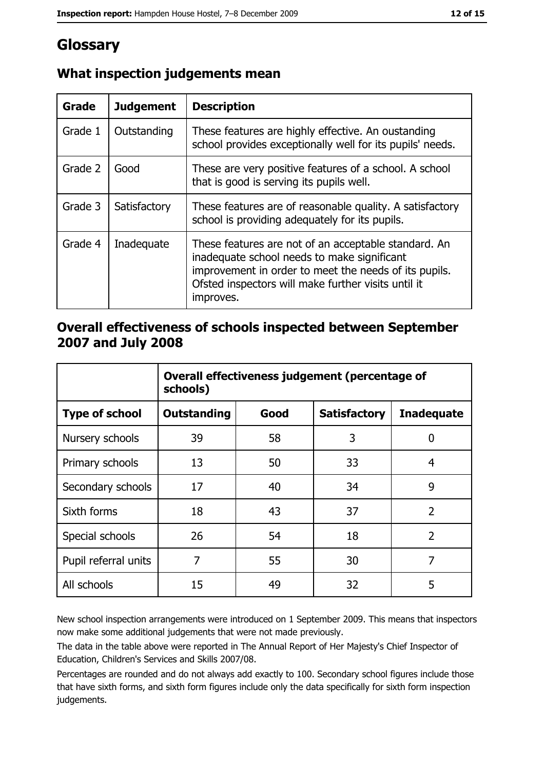# Glossary

## What inspection judgements mean

| Grade | Judgement | Description |
|---|---|---|
| Grade 1 | Outstanding | These features are highly effective. An oustanding school provides exceptionally well for its pupils' needs. |
| Grade 2 | Good | These are very positive features of a school. A school that is good is serving its pupils well. |
| Grade 3 | Satisfactory | These features are of reasonable quality. A satisfactory school is providing adequately for its pupils. |
| Grade 4 | Inadequate | These features are not of an acceptable standard. An inadequate school needs to make significant improvement in order to meet the needs of its pupils. Ofsted inspectors will make further visits until it improves. |

## Overall effectiveness of schools inspected between September 2007 and July 2008

| | Overall effectiveness judgement (percentage of schools) | | | |
|---|---|---|---|---|
| **Type of school** | **Outstanding** | **Good** | **Satisfactory** | **Inadequate** |
| Nursery schools | 39 | 58 | 3 | 0 |
| Primary schools | 13 | 50 | 33 | 4 |
| Secondary schools | 17 | 40 | 34 | 9 |
| Sixth forms | 18 | 43 | 37 | 2 |
| Special schools | 26 | 54 | 18 | 2 |
| Pupil referral units | 7 | 55 | 30 | 7 |
| All schools | 15 | 49 | 32 | 5 |

New school inspection arrangements were introduced on 1 September 2009. This means that inspectors now make some additional judgements that were not made previously.

The data in the table above were reported in The Annual Report of Her Majesty's Chief Inspector of Education, Children's Services and Skills 2007/08.

Percentages are rounded and do not always add exactly to 100. Secondary school figures include those that have sixth forms, and sixth form figures include only the data specifically for sixth form inspection judgements.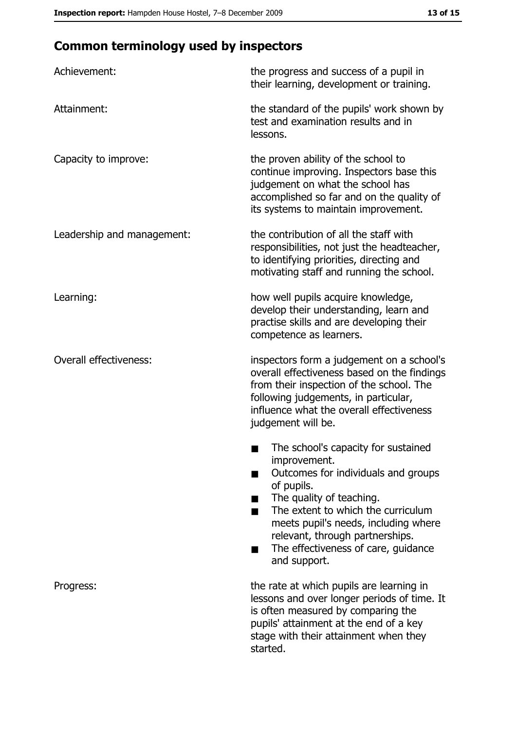## Common terminology used by inspectors

| | |
|---|---|
| Achievement: | the progress and success of a pupil in their learning, development or training. |
| Attainment: | the standard of the pupils' work shown by test and examination results and in lessons. |
| Capacity to improve: | the proven ability of the school to continue improving. Inspectors base this judgement on what the school has accomplished so far and on the quality of its systems to maintain improvement. |
| Leadership and management: | the contribution of all the staff with responsibilities, not just the headteacher, to identifying priorities, directing and motivating staff and running the school. |
| Learning: | how well pupils acquire knowledge, develop their understanding, learn and practise skills and are developing their competence as learners. |
| Overall effectiveness: | inspectors form a judgement on a school's overall effectiveness based on the findings from their inspection of the school. The following judgements, in particular, influence what the overall effectiveness judgement will be.<br>■ The school's capacity for sustained improvement.<br>■ Outcomes for individuals and groups of pupils.<br>■ The quality of teaching.<br>■ The extent to which the curriculum meets pupil's needs, including where relevant, through partnerships.<br>■ The effectiveness of care, guidance and support. |
| Progress: | the rate at which pupils are learning in lessons and over longer periods of time. It is often measured by comparing the pupils' attainment at the end of a key stage with their attainment when they started. |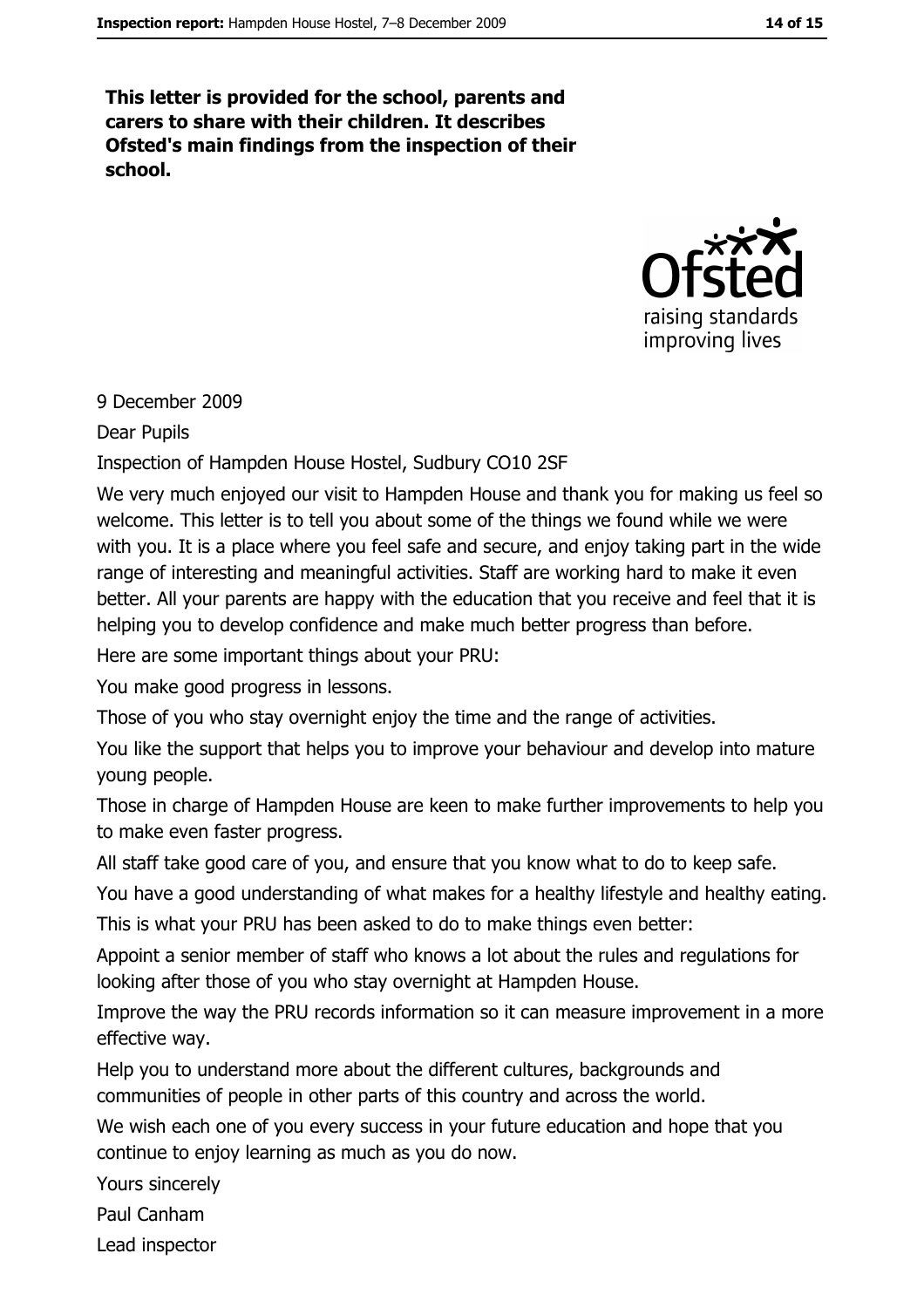**This letter is provided for the school, parents and carers to share with their children. It describes Ofsted's main findings from the inspection of their school.**

9 December 2009

Dear Pupils

Inspection of Hampden House Hostel, Sudbury CO10 2SF

We very much enjoyed our visit to Hampden House and thank you for making us feel so welcome. This letter is to tell you about some of the things we found while we were with you. It is a place where you feel safe and secure, and enjoy taking part in the wide range of interesting and meaningful activities. Staff are working hard to make it even better. All your parents are happy with the education that you receive and feel that it is helping you to develop confidence and make much better progress than before.

Here are some important things about your PRU:

You make good progress in lessons.

Those of you who stay overnight enjoy the time and the range of activities.

You like the support that helps you to improve your behaviour and develop into mature young people.

Those in charge of Hampden House are keen to make further improvements to help you to make even faster progress.

All staff take good care of you, and ensure that you know what to do to keep safe.

You have a good understanding of what makes for a healthy lifestyle and healthy eating.

This is what your PRU has been asked to do to make things even better:

Appoint a senior member of staff who knows a lot about the rules and regulations for looking after those of you who stay overnight at Hampden House.

Improve the way the PRU records information so it can measure improvement in a more effective way.

Help you to understand more about the different cultures, backgrounds and communities of people in other parts of this country and across the world.

We wish each one of you every success in your future education and hope that you continue to enjoy learning as much as you do now.

Yours sincerely

Paul Canham

Lead inspector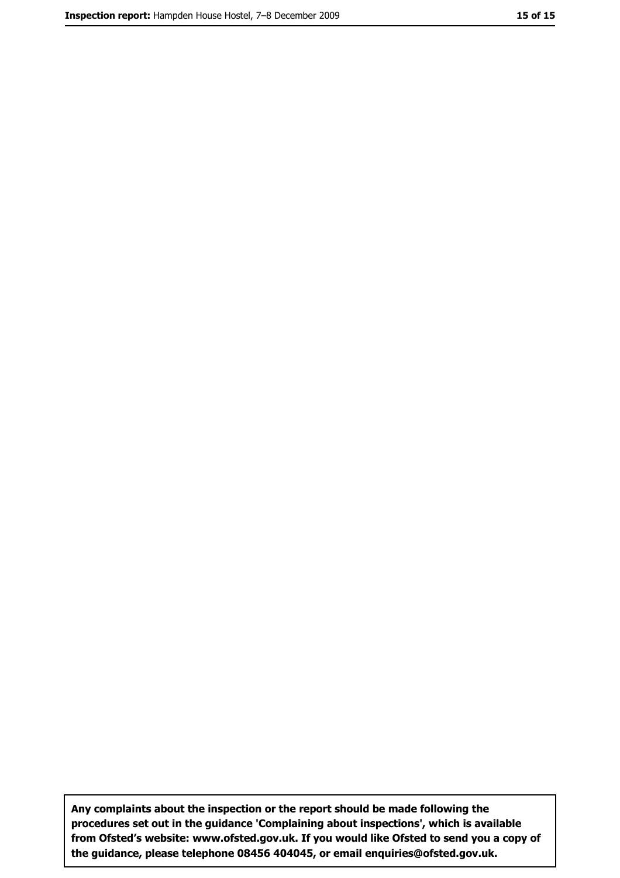**Any complaints about the inspection or the report should be made following the procedures set out in the guidance 'Complaining about inspections', which is available from Ofsted's website: www.ofsted.gov.uk. If you would like Ofsted to send you a copy of the guidance, please telephone 08456 404045, or email enquiries@ofsted.gov.uk.**